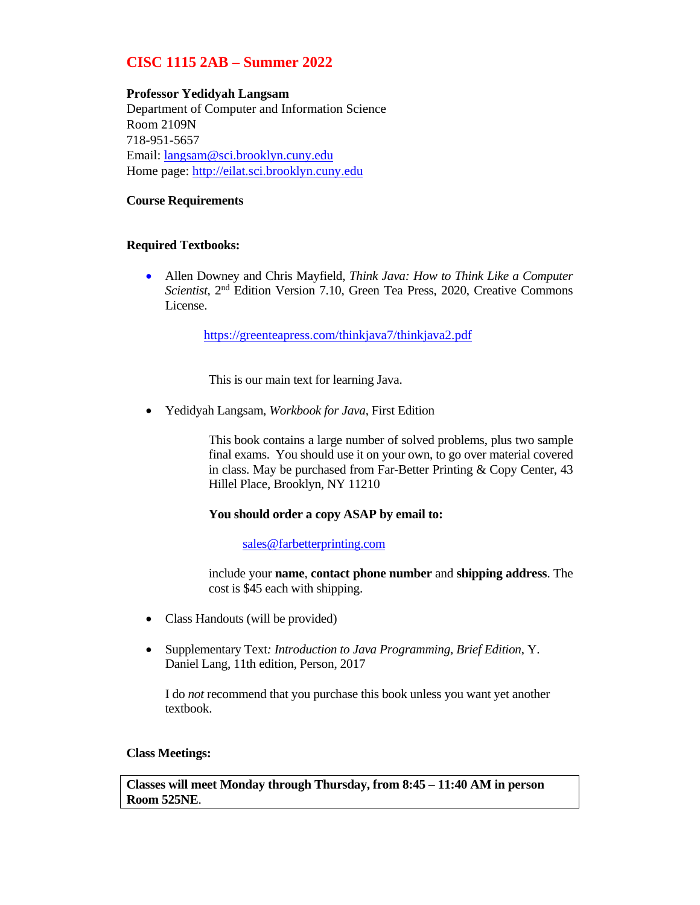# CISC 1115 2AB – Summer 2022

**Professor Yedidyah Langsam**
Department of Computer and Information Science
Room 2109N
718-951-5657
Email: langsam@sci.brooklyn.cuny.edu
Home page: http://eilat.sci.brooklyn.cuny.edu

**Course Requirements**

**Required Textbooks:**

- Allen Downey and Chris Mayfield, *Think Java: How to Think Like a Computer Scientist*, 2nd Edition Version 7.10, Green Tea Press, 2020, Creative Commons License.

  https://greenteapress.com/thinkjava7/thinkjava2.pdf

  This is our main text for learning Java.

- Yedidyah Langsam, *Workbook for Java*, First Edition

  This book contains a large number of solved problems, plus two sample final exams. You should use it on your own, to go over material covered in class. May be purchased from Far-Better Printing & Copy Center, 43 Hillel Place, Brooklyn, NY 11210

  **You should order a copy ASAP by email to:**

  sales@farbetterprinting.com

  include your **name**, **contact phone number** and **shipping address**. The cost is $45 each with shipping.

- Class Handouts (will be provided)

- Supplementary Text*: Introduction to Java Programming, Brief Edition*, Y. Daniel Lang, 11th edition, Person, 2017

  I do *not* recommend that you purchase this book unless you want yet another textbook.

**Class Meetings:**

**Classes will meet Monday through Thursday, from 8:45 – 11:40 AM in person Room 525NE**.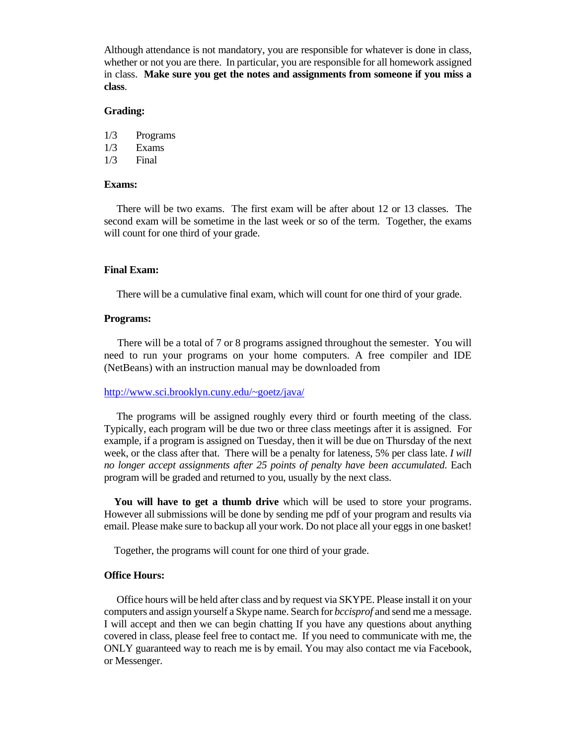Although attendance is not mandatory, you are responsible for whatever is done in class, whether or not you are there. In particular, you are responsible for all homework assigned in class. **Make sure you get the notes and assignments from someone if you miss a class**.

**Grading:**

1/3 Programs
1/3 Exams
1/3 Final

**Exams:**

There will be two exams. The first exam will be after about 12 or 13 classes. The second exam will be sometime in the last week or so of the term. Together, the exams will count for one third of your grade.

**Final Exam:**

There will be a cumulative final exam, which will count for one third of your grade.

**Programs:**

There will be a total of 7 or 8 programs assigned throughout the semester. You will need to run your programs on your home computers. A free compiler and IDE (NetBeans) with an instruction manual may be downloaded from

http://www.sci.brooklyn.cuny.edu/~goetz/java/

The programs will be assigned roughly every third or fourth meeting of the class. Typically, each program will be due two or three class meetings after it is assigned. For example, if a program is assigned on Tuesday, then it will be due on Thursday of the next week, or the class after that. There will be a penalty for lateness, 5% per class late. *I will no longer accept assignments after 25 points of penalty have been accumulated.* Each program will be graded and returned to you, usually by the next class.

**You will have to get a thumb drive** which will be used to store your programs. However all submissions will be done by sending me pdf of your program and results via email. Please make sure to backup all your work. Do not place all your eggs in one basket!

Together, the programs will count for one third of your grade.

**Office Hours:**

Office hours will be held after class and by request via SKYPE. Please install it on your computers and assign yourself a Skype name. Search for *bccisprof* and send me a message. I will accept and then we can begin chatting If you have any questions about anything covered in class, please feel free to contact me. If you need to communicate with me, the ONLY guaranteed way to reach me is by email. You may also contact me via Facebook, or Messenger.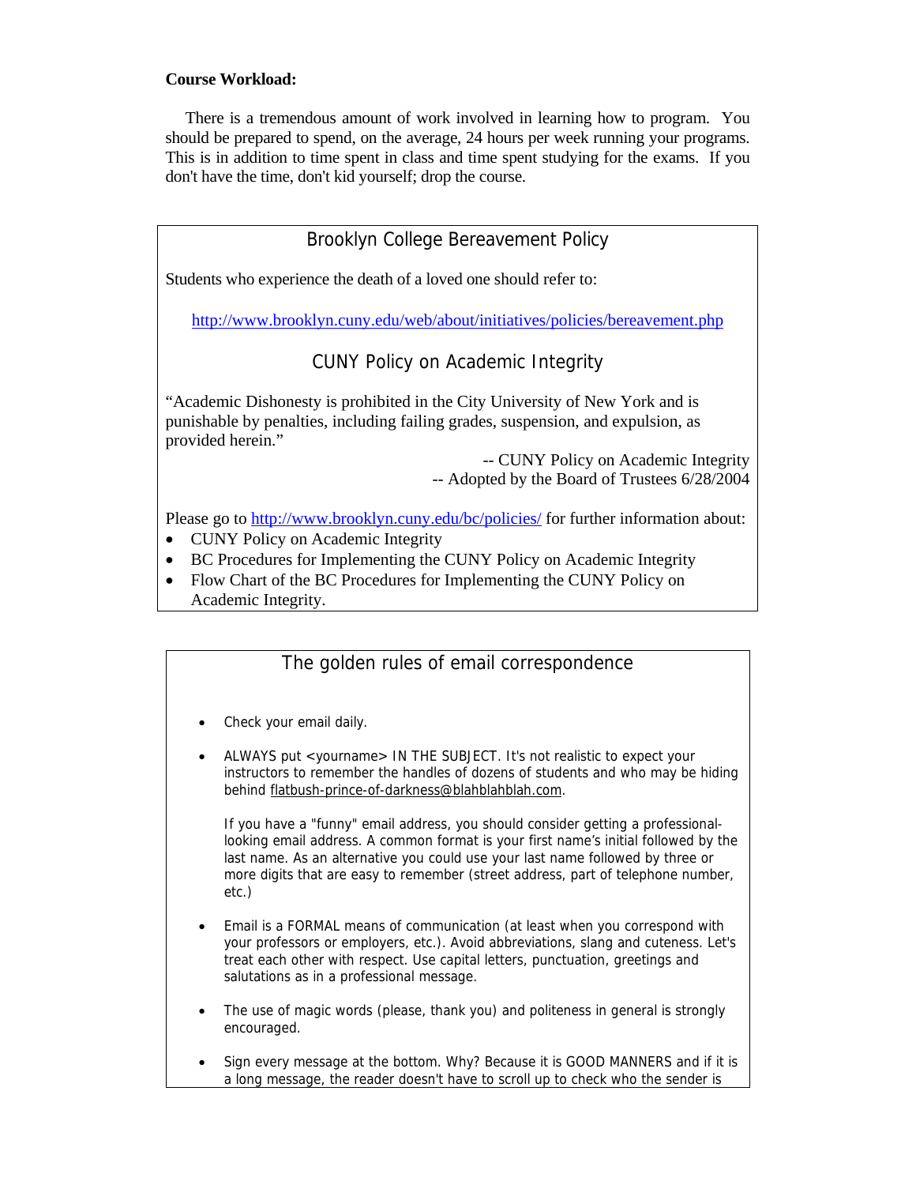**Course Workload:**

There is a tremendous amount of work involved in learning how to program. You should be prepared to spend, on the average, 24 hours per week running your programs. This is in addition to time spent in class and time spent studying for the exams. If you don't have the time, don't kid yourself; drop the course.

## Brooklyn College Bereavement Policy

Students who experience the death of a loved one should refer to:

http://www.brooklyn.cuny.edu/web/about/initiatives/policies/bereavement.php

## CUNY Policy on Academic Integrity

"Academic Dishonesty is prohibited in the City University of New York and is punishable by penalties, including failing grades, suspension, and expulsion, as provided herein."

-- CUNY Policy on Academic Integrity
-- Adopted by the Board of Trustees 6/28/2004

Please go to http://www.brooklyn.cuny.edu/bc/policies/ for further information about:

- CUNY Policy on Academic Integrity
- BC Procedures for Implementing the CUNY Policy on Academic Integrity
- Flow Chart of the BC Procedures for Implementing the CUNY Policy on Academic Integrity.

## The golden rules of email correspondence

- Check your email daily.
- ALWAYS put <yourname> IN THE SUBJECT. It's not realistic to expect your instructors to remember the handles of dozens of students and who may be hiding behind flatbush-prince-of-darkness@blahblahblah.com.

  If you have a "funny" email address, you should consider getting a professional-looking email address. A common format is your first name's initial followed by the last name. As an alternative you could use your last name followed by three or more digits that are easy to remember (street address, part of telephone number, etc.)

- Email is a FORMAL means of communication (at least when you correspond with your professors or employers, etc.). Avoid abbreviations, slang and cuteness. Let's treat each other with respect. Use capital letters, punctuation, greetings and salutations as in a professional message.
- The use of magic words (please, thank you) and politeness in general is strongly encouraged.
- Sign every message at the bottom. Why? Because it is GOOD MANNERS and if it is a long message, the reader doesn't have to scroll up to check who the sender is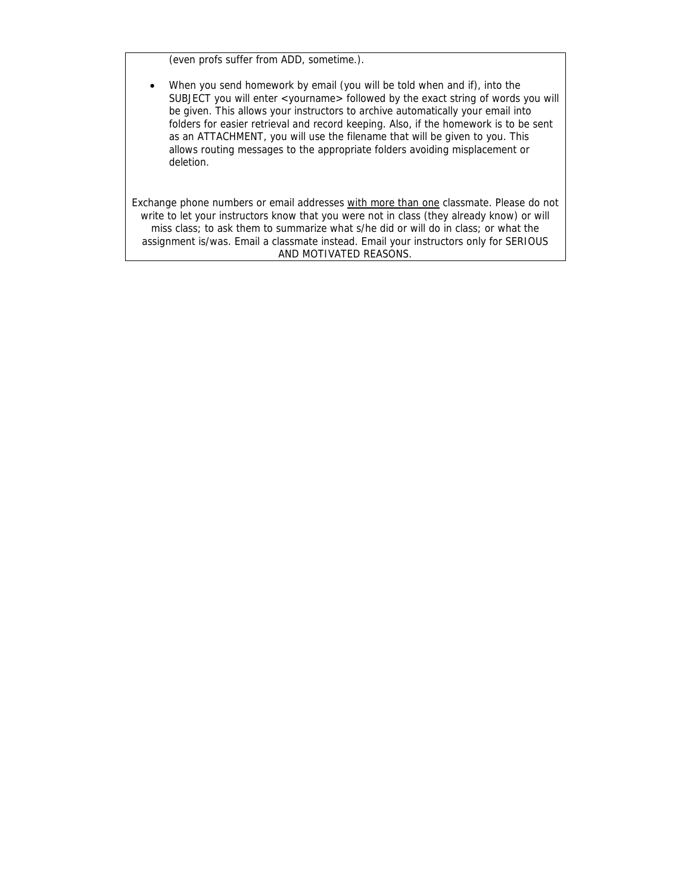(even profs suffer from ADD, sometime.).

- When you send homework by email (you will be told when and if), into the SUBJECT you will enter <yourname> followed by the exact string of words you will be given. This allows your instructors to archive automatically your email into folders for easier retrieval and record keeping. Also, if the homework is to be sent as an ATTACHMENT, you will use the filename that will be given to you. This allows routing messages to the appropriate folders avoiding misplacement or deletion.

Exchange phone numbers or email addresses <u>with more than one</u> classmate. Please do not write to let your instructors know that you were not in class (they already know) or will miss class; to ask them to summarize what s/he did or will do in class; or what the assignment is/was. Email a classmate instead. Email your instructors only for SERIOUS AND MOTIVATED REASONS.